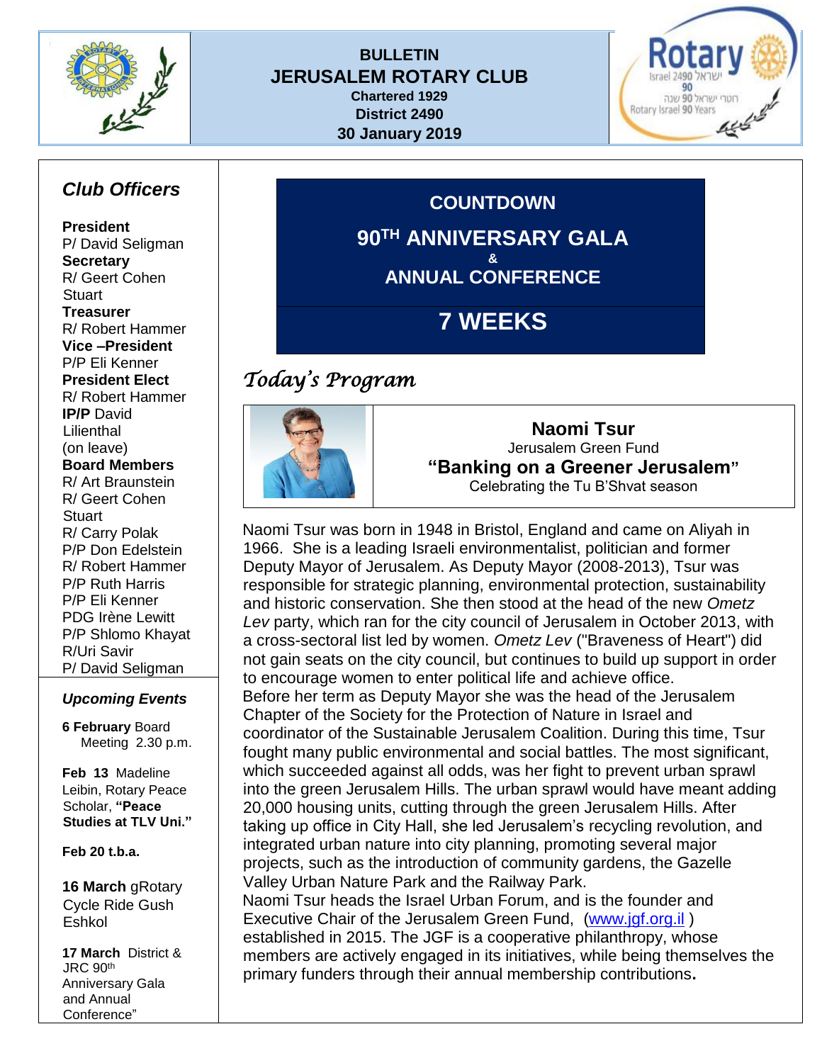**BULLETIN**
**JERUSALEM ROTARY CLUB**
**Chartered 1929**
**District 2490**
**30 January 2019**

## Club Officers

**President**
P/ David Seligman
**Secretary**
R/ Geert Cohen Stuart
**Treasurer**
R/ Robert Hammer
**Vice –President**
P/P Eli Kenner
**President Elect**
R/ Robert Hammer
**IP/P** David Lilienthal (on leave)
**Board Members**
R/ Art Braunstein
R/ Geert Cohen Stuart
R/ Carry Polak
P/P Don Edelstein
R/ Robert Hammer
P/P Ruth Harris
P/P Eli Kenner
PDG Irène Lewitt
P/P Shlomo Khayat
R/Uri Savir
P/ David Seligman

### *Upcoming Events*

**6 February** Board Meeting 2.30 p.m.

**Feb 13** Madeline Leibin, Rotary Peace Scholar, **"Peace Studies at TLV Uni."**

**Feb 20 t.b.a.**

**16 March** gRotary Cycle Ride Gush Eshkol

**17 March** District & JRC 90th Anniversary Gala and Annual Conference"

---

**COUNTDOWN**

**90TH ANNIVERSARY GALA**
**&**
**ANNUAL CONFERENCE**

**7 WEEKS**

## *Today's Program*

**Naomi Tsur**
Jerusalem Green Fund
**"Banking on a Greener Jerusalem"**
Celebrating the Tu B'Shvat season

Naomi Tsur was born in 1948 in Bristol, England and came on Aliyah in 1966. She is a leading Israeli environmentalist, politician and former Deputy Mayor of Jerusalem. As Deputy Mayor (2008-2013), Tsur was responsible for strategic planning, environmental protection, sustainability and historic conservation. She then stood at the head of the new *Ometz Lev* party, which ran for the city council of Jerusalem in October 2013, with a cross-sectoral list led by women. *Ometz Lev* ("Braveness of Heart") did not gain seats on the city council, but continues to build up support in order to encourage women to enter political life and achieve office.
Before her term as Deputy Mayor she was the head of the Jerusalem Chapter of the Society for the Protection of Nature in Israel and coordinator of the Sustainable Jerusalem Coalition. During this time, Tsur fought many public environmental and social battles. The most significant, which succeeded against all odds, was her fight to prevent urban sprawl into the green Jerusalem Hills. The urban sprawl would have meant adding 20,000 housing units, cutting through the green Jerusalem Hills. After taking up office in City Hall, she led Jerusalem's recycling revolution, and integrated urban nature into city planning, promoting several major projects, such as the introduction of community gardens, the Gazelle Valley Urban Nature Park and the Railway Park.
Naomi Tsur heads the Israel Urban Forum, and is the founder and Executive Chair of the Jerusalem Green Fund, (www.jgf.org.il ) established in 2015. The JGF is a cooperative philanthropy, whose members are actively engaged in its initiatives, while being themselves the primary funders through their annual membership contributions**.**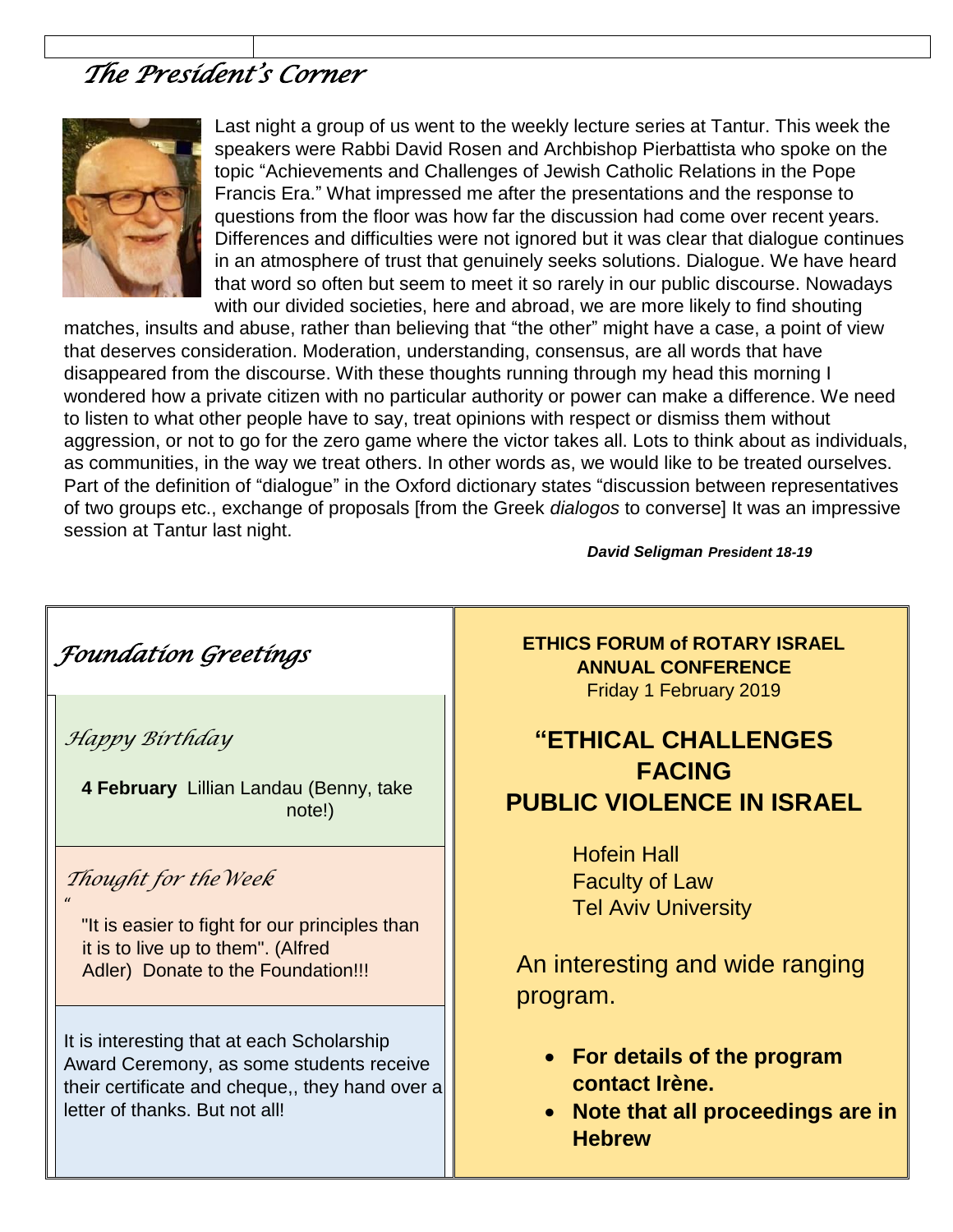# *The President's Corner*

Last night a group of us went to the weekly lecture series at Tantur. This week the speakers were Rabbi David Rosen and Archbishop Pierbattista who spoke on the topic "Achievements and Challenges of Jewish Catholic Relations in the Pope Francis Era." What impressed me after the presentations and the response to questions from the floor was how far the discussion had come over recent years. Differences and difficulties were not ignored but it was clear that dialogue continues in an atmosphere of trust that genuinely seeks solutions. Dialogue. We have heard that word so often but seem to meet it so rarely in our public discourse. Nowadays with our divided societies, here and abroad, we are more likely to find shouting matches, insults and abuse, rather than believing that "the other" might have a case, a point of view that deserves consideration. Moderation, understanding, consensus, are all words that have disappeared from the discourse. With these thoughts running through my head this morning I wondered how a private citizen with no particular authority or power can make a difference. We need to listen to what other people have to say, treat opinions with respect or dismiss them without aggression, or not to go for the zero game where the victor takes all. Lots to think about as individuals, as communities, in the way we treat others. In other words as, we would like to be treated ourselves. Part of the definition of "dialogue" in the Oxford dictionary states "discussion between representatives of two groups etc., exchange of proposals [from the Greek *dialogos* to converse] It was an impressive session at Tantur last night.

***David Seligman President 18-19***

## *Foundation Greetings*

### *Happy Birthday*

**4 February** Lillian Landau (Benny, take note!)

### *Thought for the Week*

"It is easier to fight for our principles than it is to live up to them". (Alfred Adler) Donate to the Foundation!!!

It is interesting that at each Scholarship Award Ceremony, as some students receive their certificate and cheque,, they hand over a letter of thanks. But not all!

**ETHICS FORUM of ROTARY ISRAEL ANNUAL CONFERENCE**
Friday 1 February 2019

## "ETHICAL CHALLENGES FACING PUBLIC VIOLENCE IN ISRAEL

Hofein Hall
Faculty of Law
Tel Aviv University

An interesting and wide ranging program.

- **For details of the program contact Irène.**
- **Note that all proceedings are in Hebrew**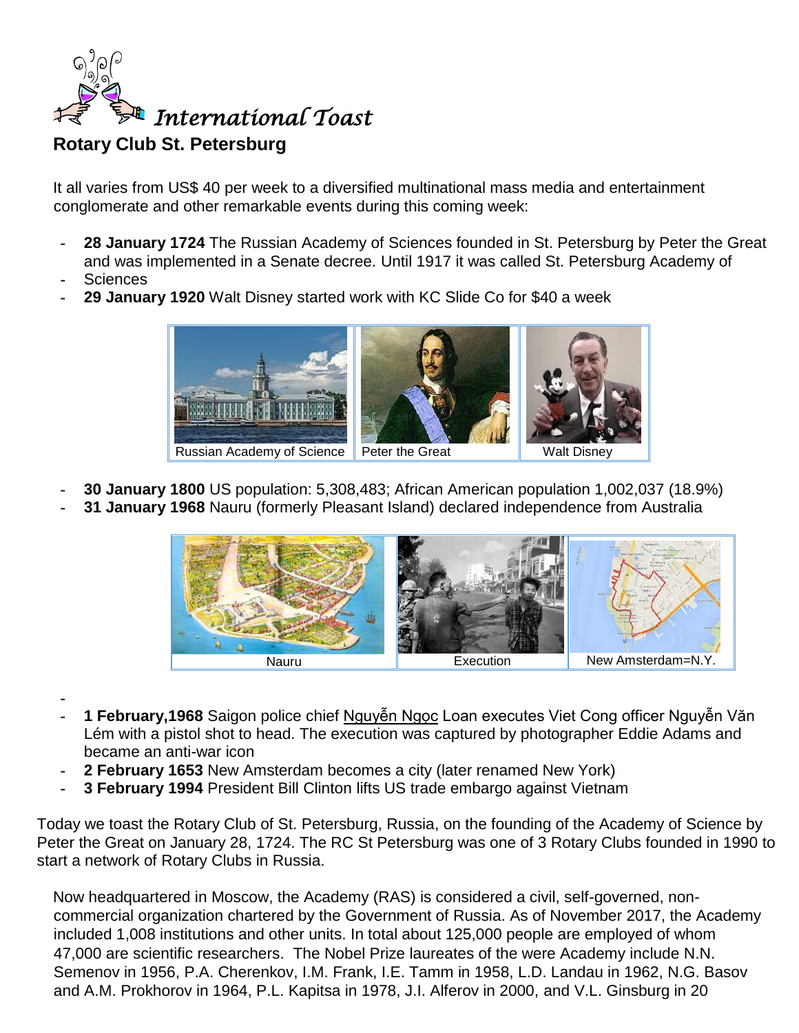*International Toast*

## Rotary Club St. Petersburg

It all varies from US$ 40 per week to a diversified multinational mass media and entertainment conglomerate and other remarkable events during this coming week:

- **28 January 1724** The Russian Academy of Sciences founded in St. Petersburg by Peter the Great and was implemented in a Senate decree. Until 1917 it was called St. Petersburg Academy of
- Sciences
- **29 January 1920** Walt Disney started work with KC Slide Co for $40 a week

| Russian Academy of Science | Peter the Great | Walt Disney |
|---|---|---|

- **30 January 1800** US population: 5,308,483; African American population 1,002,037 (18.9%)
- **31 January 1968** Nauru (formerly Pleasant Island) declared independence from Australia

| Nauru | Execution | New Amsterdam=N.Y. |
|---|---|---|

- 
- **1 February,1968** Saigon police chief Nguyễn Ngọc Loan executes Viet Cong officer Nguyễn Văn Lém with a pistol shot to head. The execution was captured by photographer Eddie Adams and became an anti-war icon
- **2 February 1653** New Amsterdam becomes a city (later renamed New York)
- **3 February 1994** President Bill Clinton lifts US trade embargo against Vietnam

Today we toast the Rotary Club of St. Petersburg, Russia, on the founding of the Academy of Science by Peter the Great on January 28, 1724. The RC St Petersburg was one of 3 Rotary Clubs founded in 1990 to start a network of Rotary Clubs in Russia.

Now headquartered in Moscow, the Academy (RAS) is considered a civil, self-governed, non-commercial organization chartered by the Government of Russia. As of November 2017, the Academy included 1,008 institutions and other units. In total about 125,000 people are employed of whom 47,000 are scientific researchers. The Nobel Prize laureates of the were Academy include N.N. Semenov in 1956, P.A. Cherenkov, I.M. Frank, I.E. Tamm in 1958, L.D. Landau in 1962, N.G. Basov and A.M. Prokhorov in 1964, P.L. Kapitsa in 1978, J.I. Alferov in 2000, and V.L. Ginsburg in 20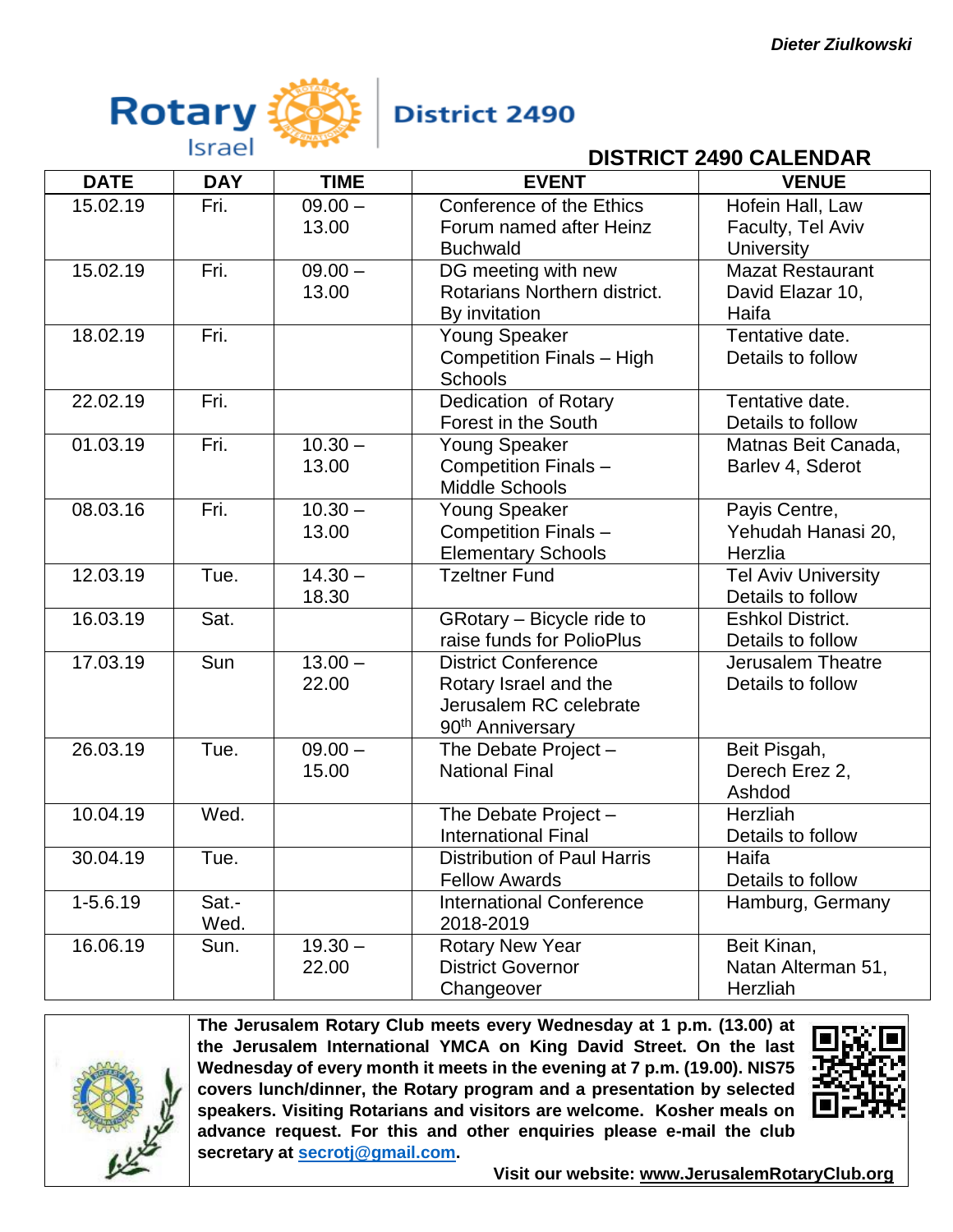Dieter Ziulkowski

Rotary Israel | District 2490

## DISTRICT 2490 CALENDAR

| DATE | DAY | TIME | EVENT | VENUE |
|---|---|---|---|---|
| 15.02.19 | Fri. | 09.00 – 13.00 | Conference of the Ethics Forum named after Heinz Buchwald | Hofein Hall, Law Faculty, Tel Aviv University |
| 15.02.19 | Fri. | 09.00 – 13.00 | DG meeting with new Rotarians Northern district. By invitation | Mazat Restaurant David Elazar 10, Haifa |
| 18.02.19 | Fri. | | Young Speaker Competition Finals – High Schools | Tentative date. Details to follow |
| 22.02.19 | Fri. | | Dedication of Rotary Forest in the South | Tentative date. Details to follow |
| 01.03.19 | Fri. | 10.30 – 13.00 | Young Speaker Competition Finals – Middle Schools | Matnas Beit Canada, Barlev 4, Sderot |
| 08.03.16 | Fri. | 10.30 – 13.00 | Young Speaker Competition Finals – Elementary Schools | Payis Centre, Yehudah Hanasi 20, Herzlia |
| 12.03.19 | Tue. | 14.30 – 18.30 | Tzeltner Fund | Tel Aviv University Details to follow |
| 16.03.19 | Sat. | | GRotary – Bicycle ride to raise funds for PolioPlus | Eshkol District. Details to follow |
| 17.03.19 | Sun | 13.00 – 22.00 | District Conference Rotary Israel and the Jerusalem RC celebrate 90th Anniversary | Jerusalem Theatre Details to follow |
| 26.03.19 | Tue. | 09.00 – 15.00 | The Debate Project – National Final | Beit Pisgah, Derech Erez 2, Ashdod |
| 10.04.19 | Wed. | | The Debate Project – International Final | Herzliah Details to follow |
| 30.04.19 | Tue. | | Distribution of Paul Harris Fellow Awards | Haifa Details to follow |
| 1-5.6.19 | Sat.-Wed. | | International Conference 2018-2019 | Hamburg, Germany |
| 16.06.19 | Sun. | 19.30 – 22.00 | Rotary New Year District Governor Changeover | Beit Kinan, Natan Alterman 51, Herzliah |

**The Jerusalem Rotary Club meets every Wednesday at 1 p.m. (13.00) at the Jerusalem International YMCA on King David Street. On the last Wednesday of every month it meets in the evening at 7 p.m. (19.00). NIS75 covers lunch/dinner, the Rotary program and a presentation by selected speakers. Visiting Rotarians and visitors are welcome. Kosher meals on advance request. For this and other enquiries please e-mail the club secretary at secrotj@gmail.com.**

**Visit our website: www.JerusalemRotaryClub.org**